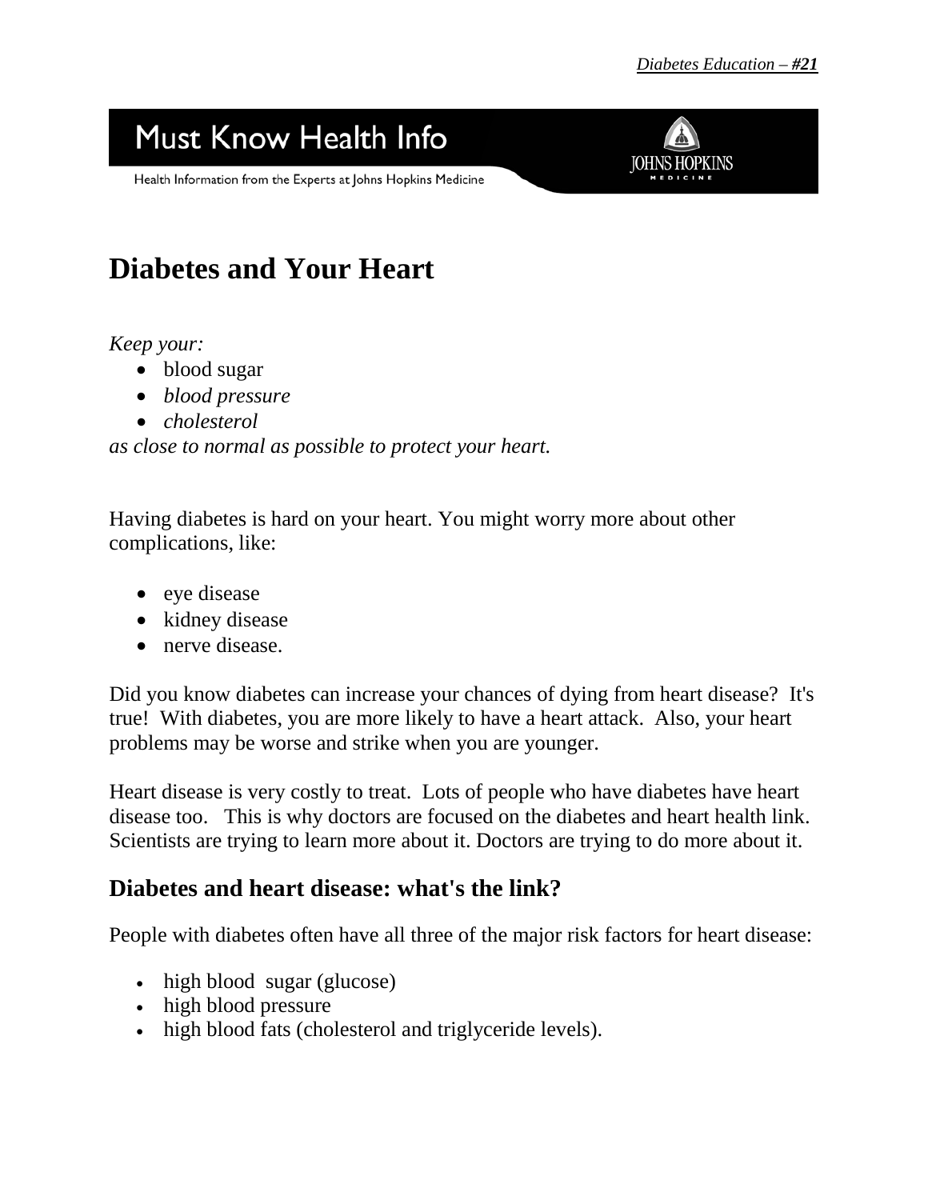*Diabetes Education – #21*

Must Know Health Info

Health Information from the Experts at Johns Hopkins Medicine

# Diabetes and Your Heart

*Keep your:*

- blood sugar
- *blood pressure*
- *cholesterol*

*as close to normal as possible to protect your heart.*

Having diabetes is hard on your heart. You might worry more about other complications, like:

- eye disease
- kidney disease
- nerve disease.

Did you know diabetes can increase your chances of dying from heart disease? It's true! With diabetes, you are more likely to have a heart attack. Also, your heart problems may be worse and strike when you are younger.

Heart disease is very costly to treat. Lots of people who have diabetes have heart disease too. This is why doctors are focused on the diabetes and heart health link. Scientists are trying to learn more about it. Doctors are trying to do more about it.

## Diabetes and heart disease: what's the link?

People with diabetes often have all three of the major risk factors for heart disease:

- high blood sugar (glucose)
- high blood pressure
- high blood fats (cholesterol and triglyceride levels).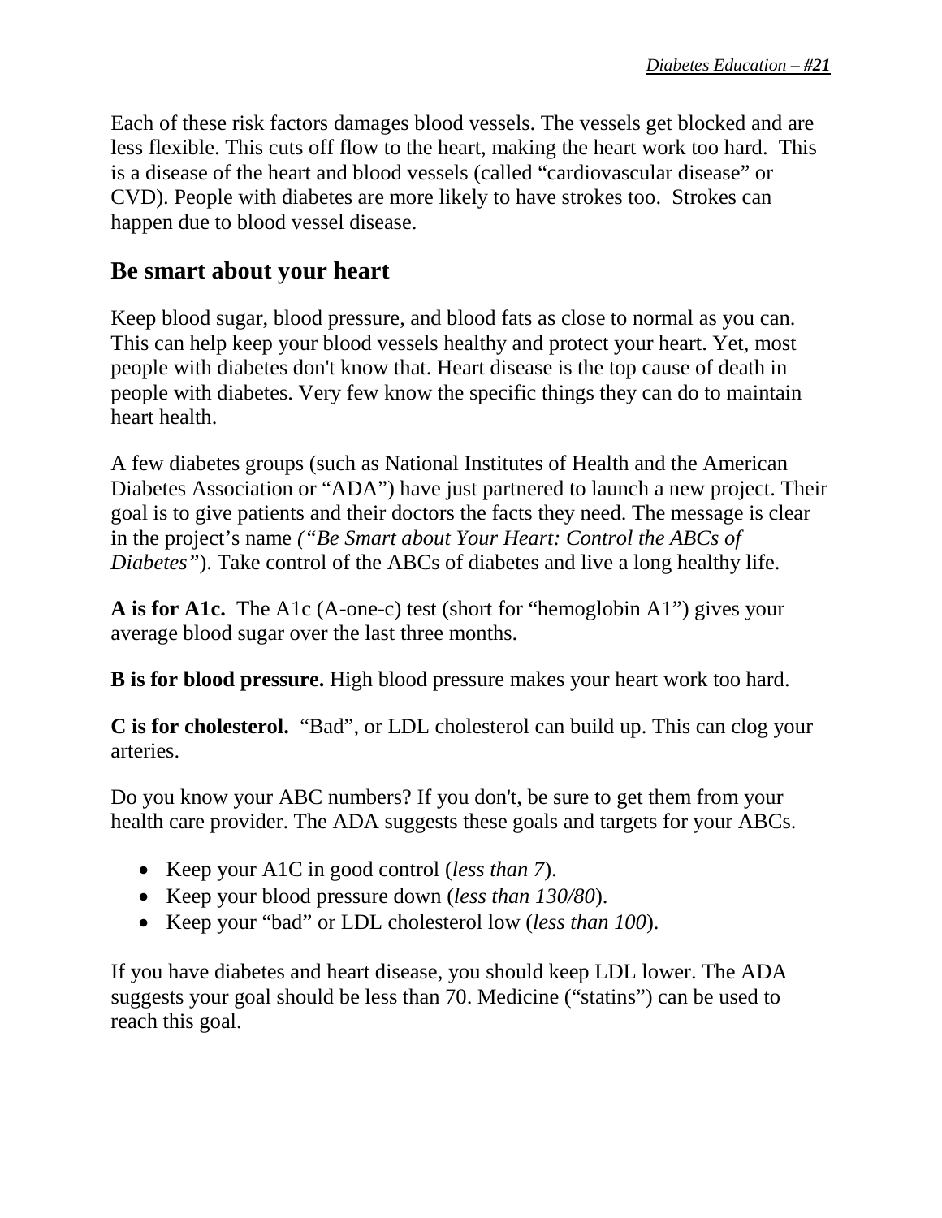Each of these risk factors damages blood vessels. The vessels get blocked and are less flexible. This cuts off flow to the heart, making the heart work too hard. This is a disease of the heart and blood vessels (called "cardiovascular disease" or CVD). People with diabetes are more likely to have strokes too. Strokes can happen due to blood vessel disease.

## Be smart about your heart

Keep blood sugar, blood pressure, and blood fats as close to normal as you can. This can help keep your blood vessels healthy and protect your heart. Yet, most people with diabetes don't know that. Heart disease is the top cause of death in people with diabetes. Very few know the specific things they can do to maintain heart health.

A few diabetes groups (such as National Institutes of Health and the American Diabetes Association or "ADA") have just partnered to launch a new project. Their goal is to give patients and their doctors the facts they need. The message is clear in the project's name *("Be Smart about Your Heart: Control the ABCs of Diabetes")*. Take control of the ABCs of diabetes and live a long healthy life.

**A is for A1c.** The A1c (A-one-c) test (short for "hemoglobin A1") gives your average blood sugar over the last three months.

**B is for blood pressure.** High blood pressure makes your heart work too hard.

**C is for cholesterol.** "Bad", or LDL cholesterol can build up. This can clog your arteries.

Do you know your ABC numbers? If you don't, be sure to get them from your health care provider. The ADA suggests these goals and targets for your ABCs.

- Keep your A1C in good control (*less than 7*).
- Keep your blood pressure down (*less than 130/80*).
- Keep your "bad" or LDL cholesterol low (*less than 100*).

If you have diabetes and heart disease, you should keep LDL lower. The ADA suggests your goal should be less than 70. Medicine ("statins") can be used to reach this goal.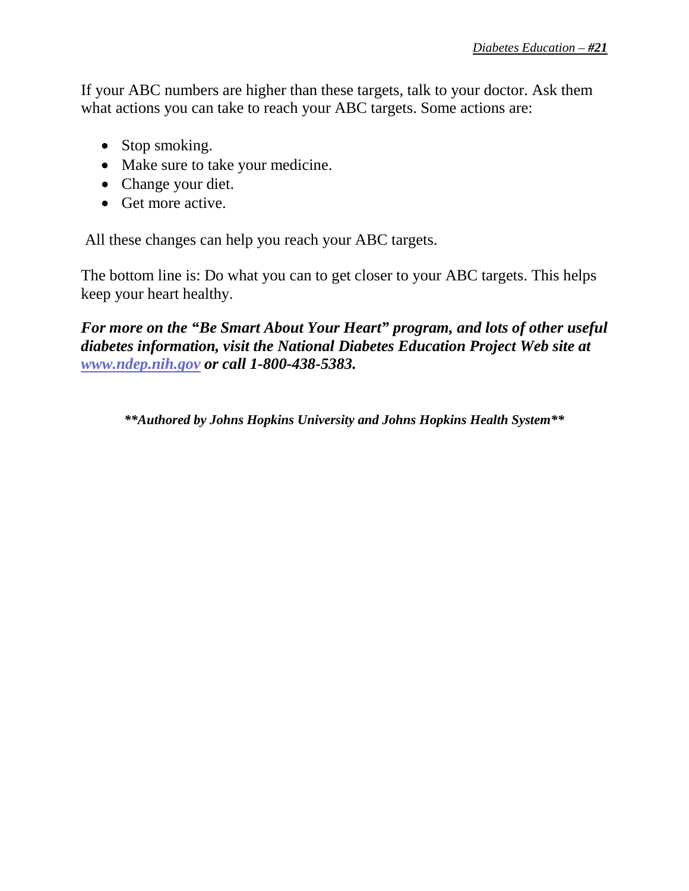If your ABC numbers are higher than these targets, talk to your doctor. Ask them what actions you can take to reach your ABC targets. Some actions are:

- Stop smoking.
- Make sure to take your medicine.
- Change your diet.
- Get more active.

All these changes can help you reach your ABC targets.

The bottom line is: Do what you can to get closer to your ABC targets. This helps keep your heart healthy.

***For more on the "Be Smart About Your Heart" program, and lots of other useful diabetes information, visit the National Diabetes Education Project Web site at [www.ndep.nih.gov](http://www.ndep.nih.gov) or call 1-800-438-5383.***

***\*\*Authored by Johns Hopkins University and Johns Hopkins Health System\*\****